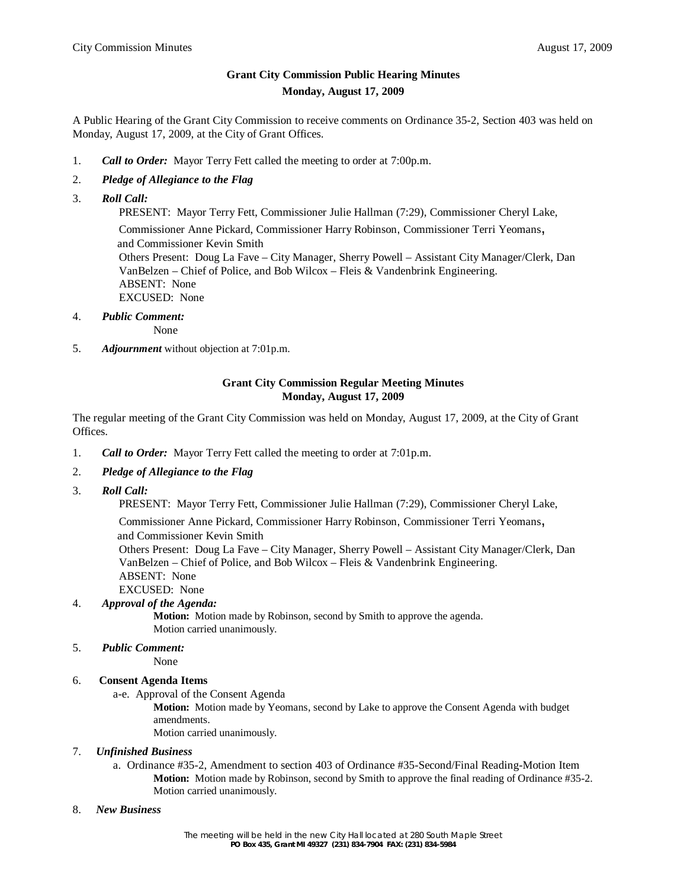## Grant City Commission Public Hearing Minutes

**Monday, August 17, 2009**

A Public Hearing of the Grant City Commission to receive comments on Ordinance 35-2, Section 403 was held on Monday, August 17, 2009, at the City of Grant Offices.

1. ***Call to Order:*** Mayor Terry Fett called the meeting to order at 7:00p.m.
2. ***Pledge of Allegiance to the Flag***
3. ***Roll Call:***

   PRESENT: Mayor Terry Fett, Commissioner Julie Hallman (7:29), Commissioner Cheryl Lake, Commissioner Anne Pickard, Commissioner Harry Robinson, Commissioner Terri Yeomans, and Commissioner Kevin Smith

   Others Present: Doug La Fave – City Manager, Sherry Powell – Assistant City Manager/Clerk, Dan VanBelzen – Chief of Police, and Bob Wilcox – Fleis & Vandenbrink Engineering.

   ABSENT: None

   EXCUSED: None
4. ***Public Comment:***

   None
5. ***Adjournment*** without objection at 7:01p.m.

## Grant City Commission Regular Meeting Minutes

**Monday, August 17, 2009**

The regular meeting of the Grant City Commission was held on Monday, August 17, 2009, at the City of Grant Offices.

1. ***Call to Order:*** Mayor Terry Fett called the meeting to order at 7:01p.m.
2. ***Pledge of Allegiance to the Flag***
3. ***Roll Call:***

   PRESENT: Mayor Terry Fett, Commissioner Julie Hallman (7:29), Commissioner Cheryl Lake, Commissioner Anne Pickard, Commissioner Harry Robinson, Commissioner Terri Yeomans, and Commissioner Kevin Smith

   Others Present: Doug La Fave – City Manager, Sherry Powell – Assistant City Manager/Clerk, Dan VanBelzen – Chief of Police, and Bob Wilcox – Fleis & Vandenbrink Engineering.

   ABSENT: None

   EXCUSED: None
4. ***Approval of the Agenda:***

   **Motion:** Motion made by Robinson, second by Smith to approve the agenda.
   Motion carried unanimously.
5. ***Public Comment:***

   None
6. **Consent Agenda Items**

   a-e. Approval of the Consent Agenda

   **Motion:** Motion made by Yeomans, second by Lake to approve the Consent Agenda with budget amendments.
   Motion carried unanimously.
7. ***Unfinished Business***

   a. Ordinance #35-2, Amendment to section 403 of Ordinance #35-Second/Final Reading-Motion Item

   **Motion:** Motion made by Robinson, second by Smith to approve the final reading of Ordinance #35-2.
   Motion carried unanimously.
8. ***New Business***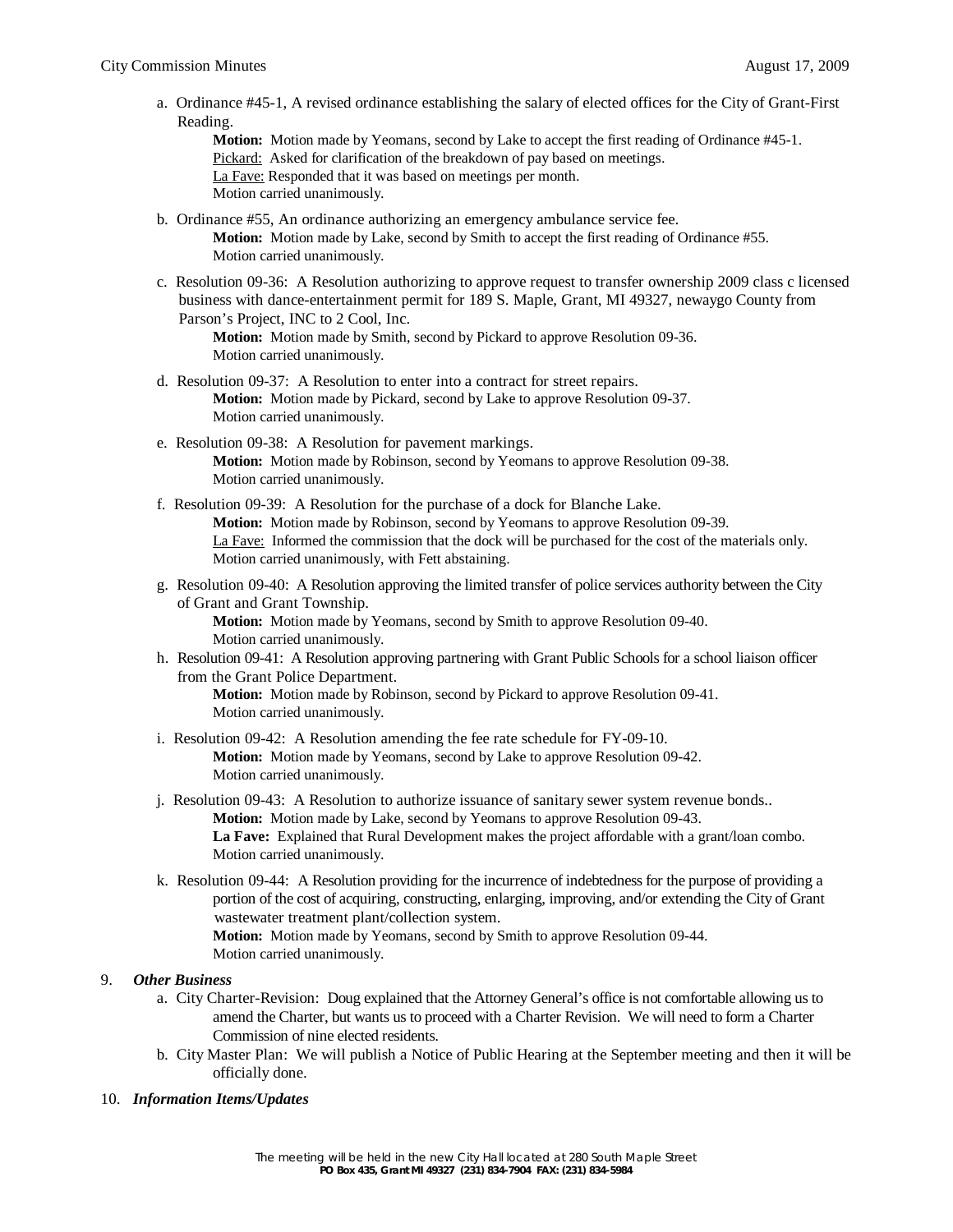a. Ordinance #45-1, A revised ordinance establishing the salary of elected offices for the City of Grant-First Reading.
   **Motion:** Motion made by Yeomans, second by Lake to accept the first reading of Ordinance #45-1.
   Pickard: Asked for clarification of the breakdown of pay based on meetings.
   La Fave: Responded that it was based on meetings per month.
   Motion carried unanimously.

b. Ordinance #55, An ordinance authorizing an emergency ambulance service fee.
   **Motion:** Motion made by Lake, second by Smith to accept the first reading of Ordinance #55.
   Motion carried unanimously.

c. Resolution 09-36: A Resolution authorizing to approve request to transfer ownership 2009 class c licensed business with dance-entertainment permit for 189 S. Maple, Grant, MI 49327, newaygo County from Parson's Project, INC to 2 Cool, Inc.
   **Motion:** Motion made by Smith, second by Pickard to approve Resolution 09-36.
   Motion carried unanimously.

d. Resolution 09-37: A Resolution to enter into a contract for street repairs.
   **Motion:** Motion made by Pickard, second by Lake to approve Resolution 09-37.
   Motion carried unanimously.

e. Resolution 09-38: A Resolution for pavement markings.
   **Motion:** Motion made by Robinson, second by Yeomans to approve Resolution 09-38.
   Motion carried unanimously.

f. Resolution 09-39: A Resolution for the purchase of a dock for Blanche Lake.
   **Motion:** Motion made by Robinson, second by Yeomans to approve Resolution 09-39.
   La Fave: Informed the commission that the dock will be purchased for the cost of the materials only.
   Motion carried unanimously, with Fett abstaining.

g. Resolution 09-40: A Resolution approving the limited transfer of police services authority between the City of Grant and Grant Township.
   **Motion:** Motion made by Yeomans, second by Smith to approve Resolution 09-40.
   Motion carried unanimously.

h. Resolution 09-41: A Resolution approving partnering with Grant Public Schools for a school liaison officer from the Grant Police Department.
   **Motion:** Motion made by Robinson, second by Pickard to approve Resolution 09-41.
   Motion carried unanimously.

i. Resolution 09-42: A Resolution amending the fee rate schedule for FY-09-10.
   **Motion:** Motion made by Yeomans, second by Lake to approve Resolution 09-42.
   Motion carried unanimously.

j. Resolution 09-43: A Resolution to authorize issuance of sanitary sewer system revenue bonds..
   **Motion:** Motion made by Lake, second by Yeomans to approve Resolution 09-43.
   **La Fave:** Explained that Rural Development makes the project affordable with a grant/loan combo.
   Motion carried unanimously.

k. Resolution 09-44: A Resolution providing for the incurrence of indebtedness for the purpose of providing a portion of the cost of acquiring, constructing, enlarging, improving, and/or extending the City of Grant wastewater treatment plant/collection system.
   **Motion:** Motion made by Yeomans, second by Smith to approve Resolution 09-44.
   Motion carried unanimously.

9. ***Other Business***
   a. City Charter-Revision: Doug explained that the Attorney General's office is not comfortable allowing us to amend the Charter, but wants us to proceed with a Charter Revision. We will need to form a Charter Commission of nine elected residents.
   b. City Master Plan: We will publish a Notice of Public Hearing at the September meeting and then it will be officially done.

10. ***Information Items/Updates***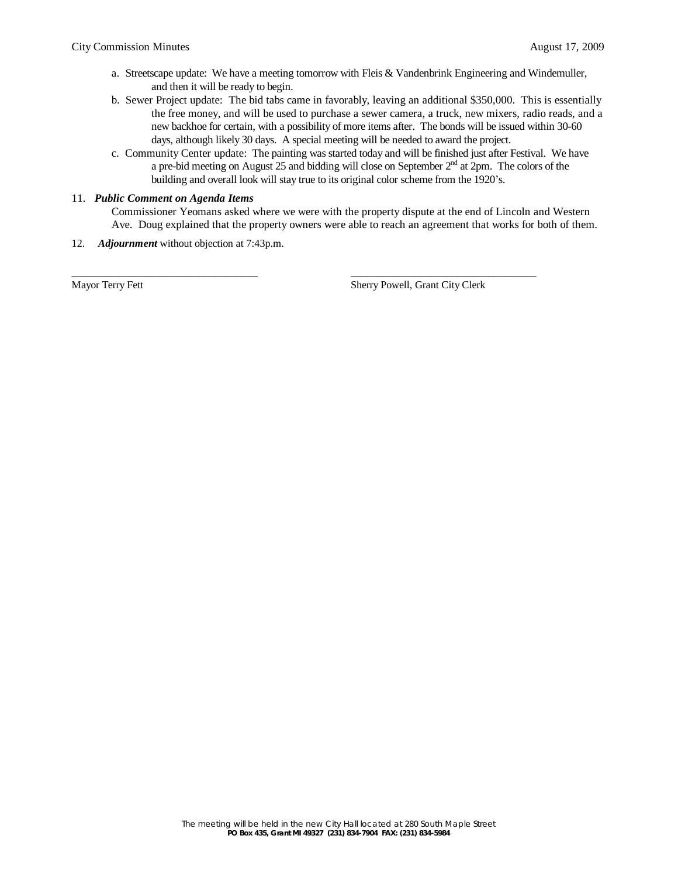a. Streetscape update: We have a meeting tomorrow with Fleis & Vandenbrink Engineering and Windemuller, and then it will be ready to begin.
b. Sewer Project update: The bid tabs came in favorably, leaving an additional $350,000. This is essentially the free money, and will be used to purchase a sewer camera, a truck, new mixers, radio reads, and a new backhoe for certain, with a possibility of more items after. The bonds will be issued within 30-60 days, although likely 30 days. A special meeting will be needed to award the project.
c. Community Center update: The painting was started today and will be finished just after Festival. We have a pre-bid meeting on August 25 and bidding will close on September 2nd at 2pm. The colors of the building and overall look will stay true to its original color scheme from the 1920's.

11. ***Public Comment on Agenda Items***
    Commissioner Yeomans asked where we were with the property dispute at the end of Lincoln and Western Ave. Doug explained that the property owners were able to reach an agreement that works for both of them.

12. ***Adjournment*** without objection at 7:43p.m.

___________________________________ ___________________________________

Mayor Terry Fett Sherry Powell, Grant City Clerk

The meeting will be held in the new City Hall located at 280 South Maple Street
**PO Box 435, Grant MI 49327 (231) 834-7904 FAX: (231) 834-5984**